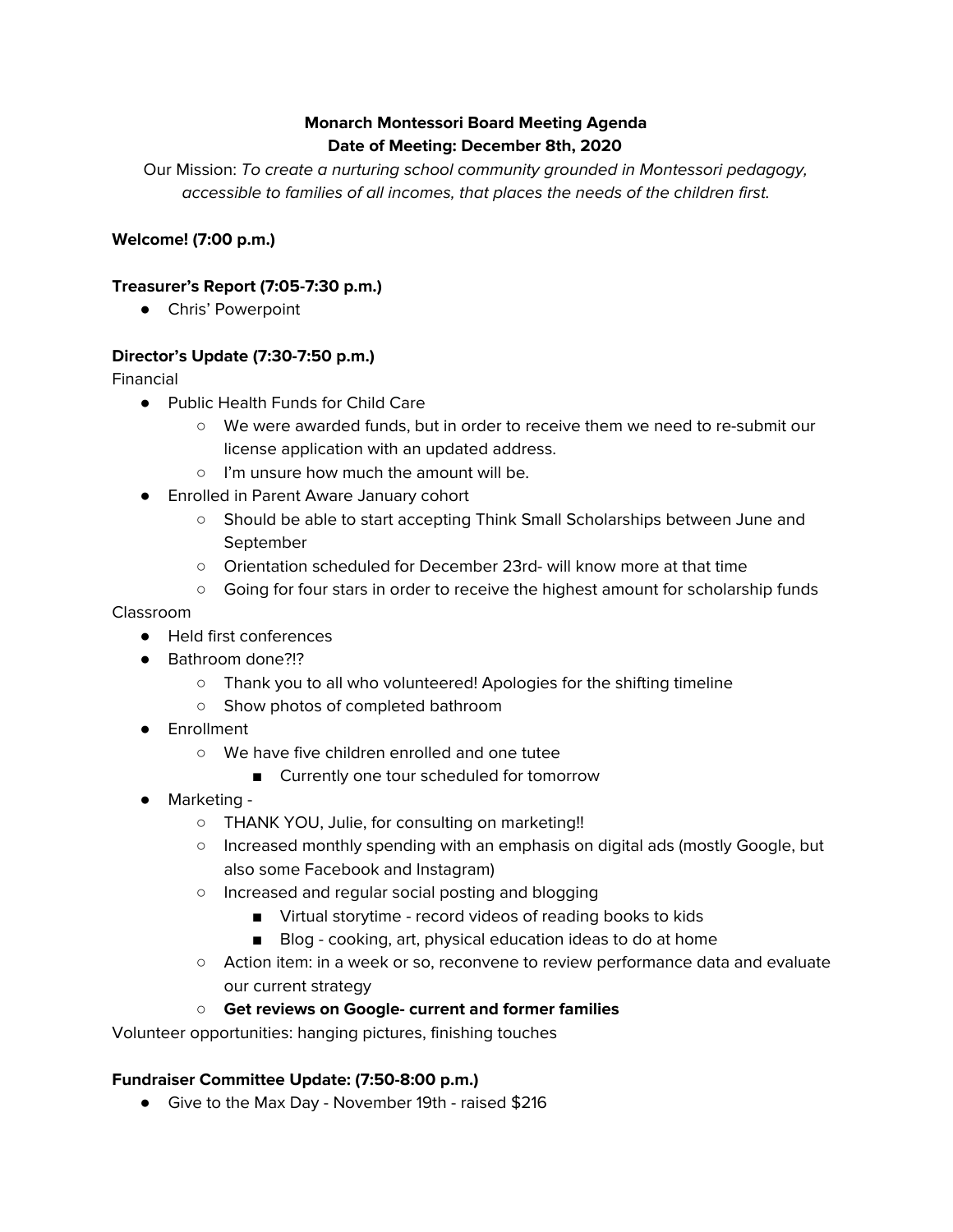**Monarch Montessori Board Meeting Agenda**
**Date of Meeting: December 8th, 2020**

Our Mission: *To create a nurturing school community grounded in Montessori pedagogy, accessible to families of all incomes, that places the needs of the children first.*

**Welcome! (7:00 p.m.)**

**Treasurer's Report (7:05-7:30 p.m.)**

- Chris' Powerpoint

**Director's Update (7:30-7:50 p.m.)**

Financial

- Public Health Funds for Child Care
  - We were awarded funds, but in order to receive them we need to re-submit our license application with an updated address.
  - I'm unsure how much the amount will be.
- Enrolled in Parent Aware January cohort
  - Should be able to start accepting Think Small Scholarships between June and September
  - Orientation scheduled for December 23rd- will know more at that time
  - Going for four stars in order to receive the highest amount for scholarship funds

Classroom

- Held first conferences
- Bathroom done?!?
  - Thank you to all who volunteered! Apologies for the shifting timeline
  - Show photos of completed bathroom
- Enrollment
  - We have five children enrolled and one tutee
    - Currently one tour scheduled for tomorrow
- Marketing -
  - THANK YOU, Julie, for consulting on marketing!!
  - Increased monthly spending with an emphasis on digital ads (mostly Google, but also some Facebook and Instagram)
  - Increased and regular social posting and blogging
    - Virtual storytime - record videos of reading books to kids
    - Blog - cooking, art, physical education ideas to do at home
  - Action item: in a week or so, reconvene to review performance data and evaluate our current strategy
  - **Get reviews on Google- current and former families**

Volunteer opportunities: hanging pictures, finishing touches

**Fundraiser Committee Update: (7:50-8:00 p.m.)**

- Give to the Max Day - November 19th - raised $216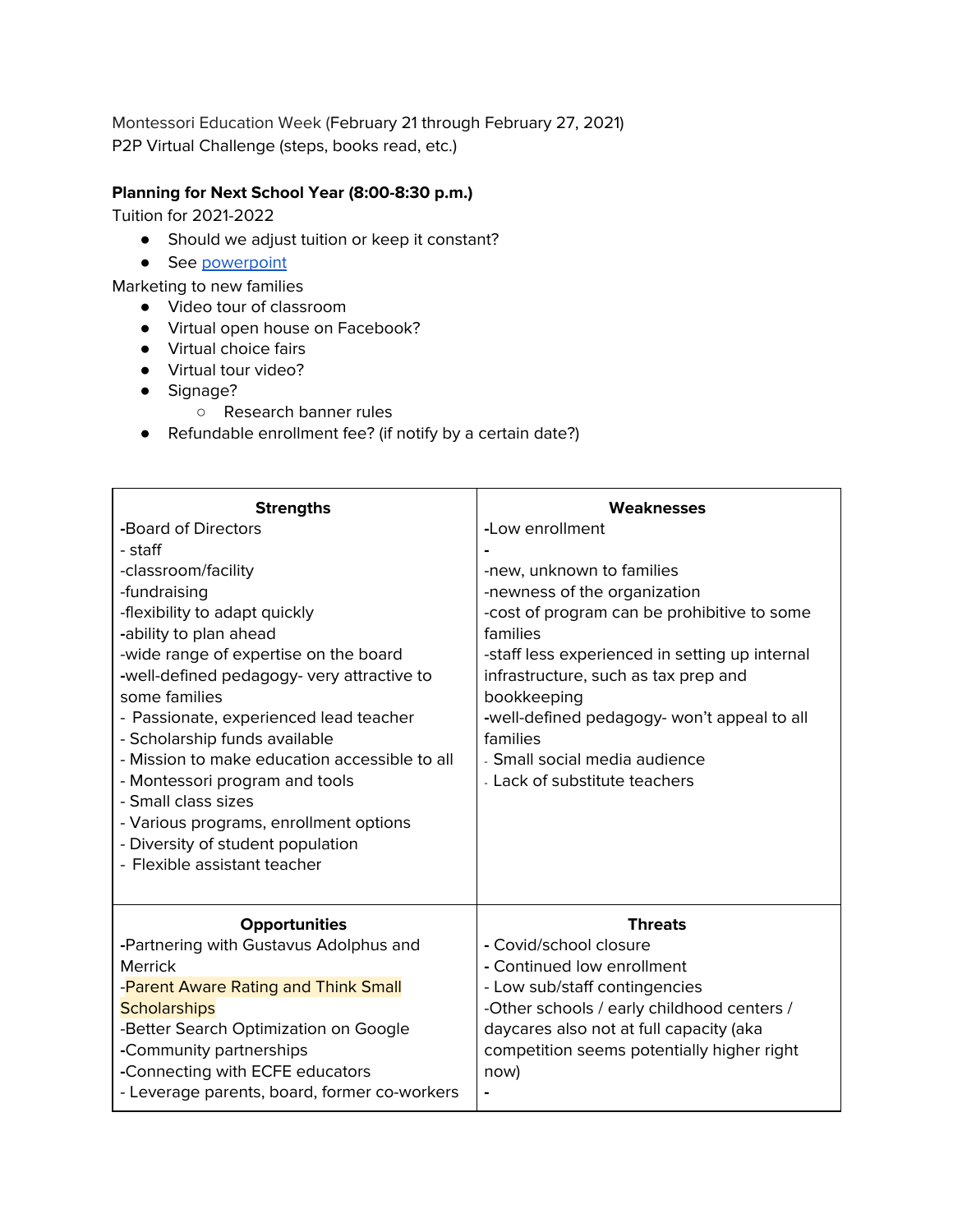Montessori Education Week (February 21 through February 27, 2021)
P2P Virtual Challenge (steps, books read, etc.)

**Planning for Next School Year (8:00-8:30 p.m.)**

Tuition for 2021-2022

- Should we adjust tuition or keep it constant?
- See powerpoint

Marketing to new families

- Video tour of classroom
- Virtual open house on Facebook?
- Virtual choice fairs
- Virtual tour video?
- Signage?
  - Research banner rules
- Refundable enrollment fee? (if notify by a certain date?)

| **Strengths** | **Weaknesses** |
|---|---|
| -Board of Directors<br>- staff<br>-classroom/facility<br>-fundraising<br>-flexibility to adapt quickly<br>-ability to plan ahead<br>-wide range of expertise on the board<br>-well-defined pedagogy- very attractive to some families<br>- Passionate, experienced lead teacher<br>- Scholarship funds available<br>- Mission to make education accessible to all<br>- Montessori program and tools<br>- Small class sizes<br>- Various programs, enrollment options<br>- Diversity of student population<br>- Flexible assistant teacher | -Low enrollment<br>-<br>-new, unknown to families<br>-newness of the organization<br>-cost of program can be prohibitive to some families<br>-staff less experienced in setting up internal infrastructure, such as tax prep and bookkeeping<br>-well-defined pedagogy- won't appeal to all families<br>- Small social media audience<br>- Lack of substitute teachers |
| **Opportunities** | **Threats** |
| -Partnering with Gustavus Adolphus and Merrick<br>-Parent Aware Rating and Think Small Scholarships<br>-Better Search Optimization on Google<br>-Community partnerships<br>-Connecting with ECFE educators<br>- Leverage parents, board, former co-workers | - Covid/school closure<br>- Continued low enrollment<br>- Low sub/staff contingencies<br>-Other schools / early childhood centers / daycares also not at full capacity (aka competition seems potentially higher right now)<br>- |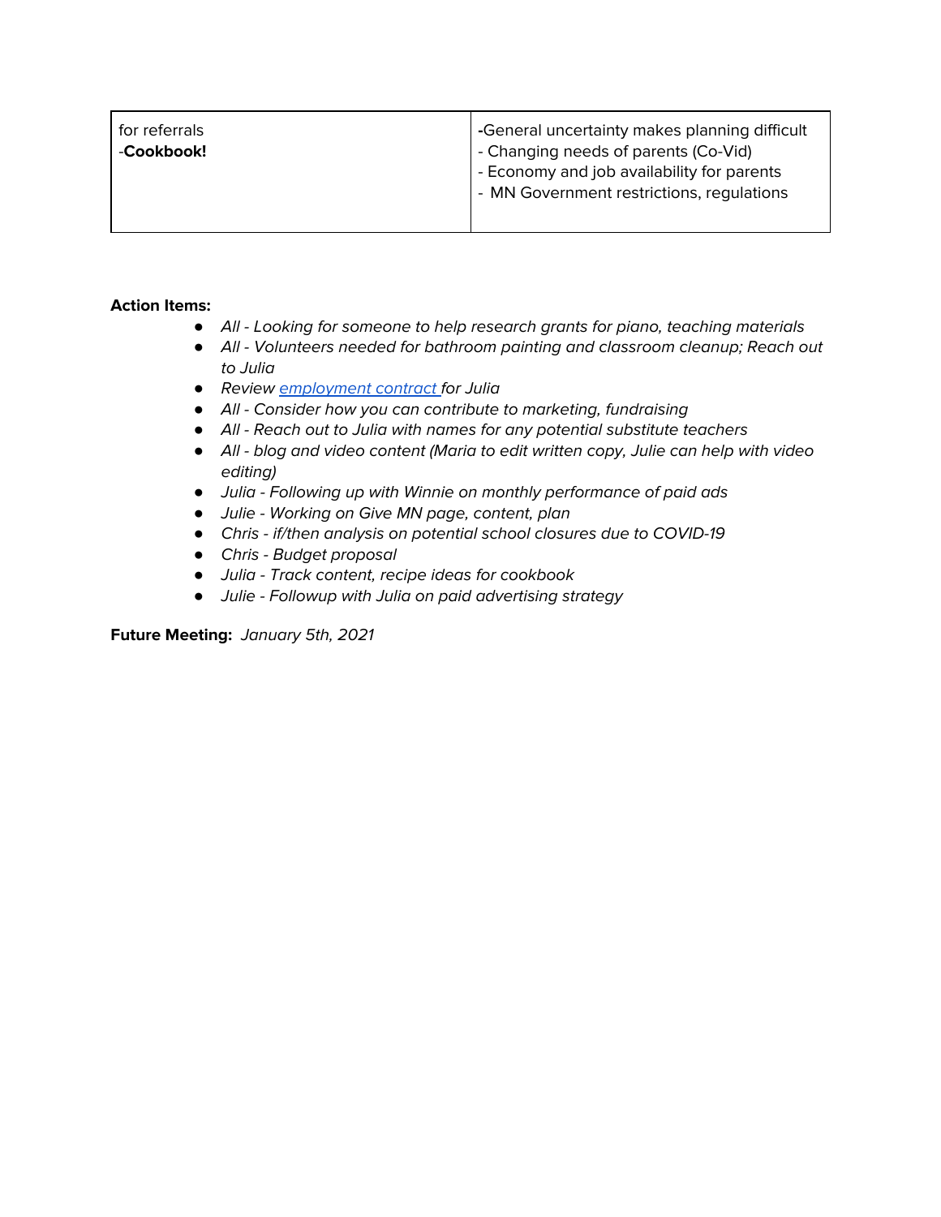| | |
|---|---|
| for referrals<br>-**Cookbook!** | **-**General uncertainty makes planning difficult<br>- Changing needs of parents (Co-Vid)<br>- Economy and job availability for parents<br>- MN Government restrictions, regulations |

**Action Items:**

- *All - Looking for someone to help research grants for piano, teaching materials*
- *All - Volunteers needed for bathroom painting and classroom cleanup; Reach out to Julia*
- *Review employment contract for Julia*
- *All - Consider how you can contribute to marketing, fundraising*
- *All - Reach out to Julia with names for any potential substitute teachers*
- *All - blog and video content (Maria to edit written copy, Julie can help with video editing)*
- *Julia - Following up with Winnie on monthly performance of paid ads*
- *Julie - Working on Give MN page, content, plan*
- *Chris - if/then analysis on potential school closures due to COVID-19*
- *Chris - Budget proposal*
- *Julia - Track content, recipe ideas for cookbook*
- *Julie - Followup with Julia on paid advertising strategy*

**Future Meeting:** *January 5th, 2021*